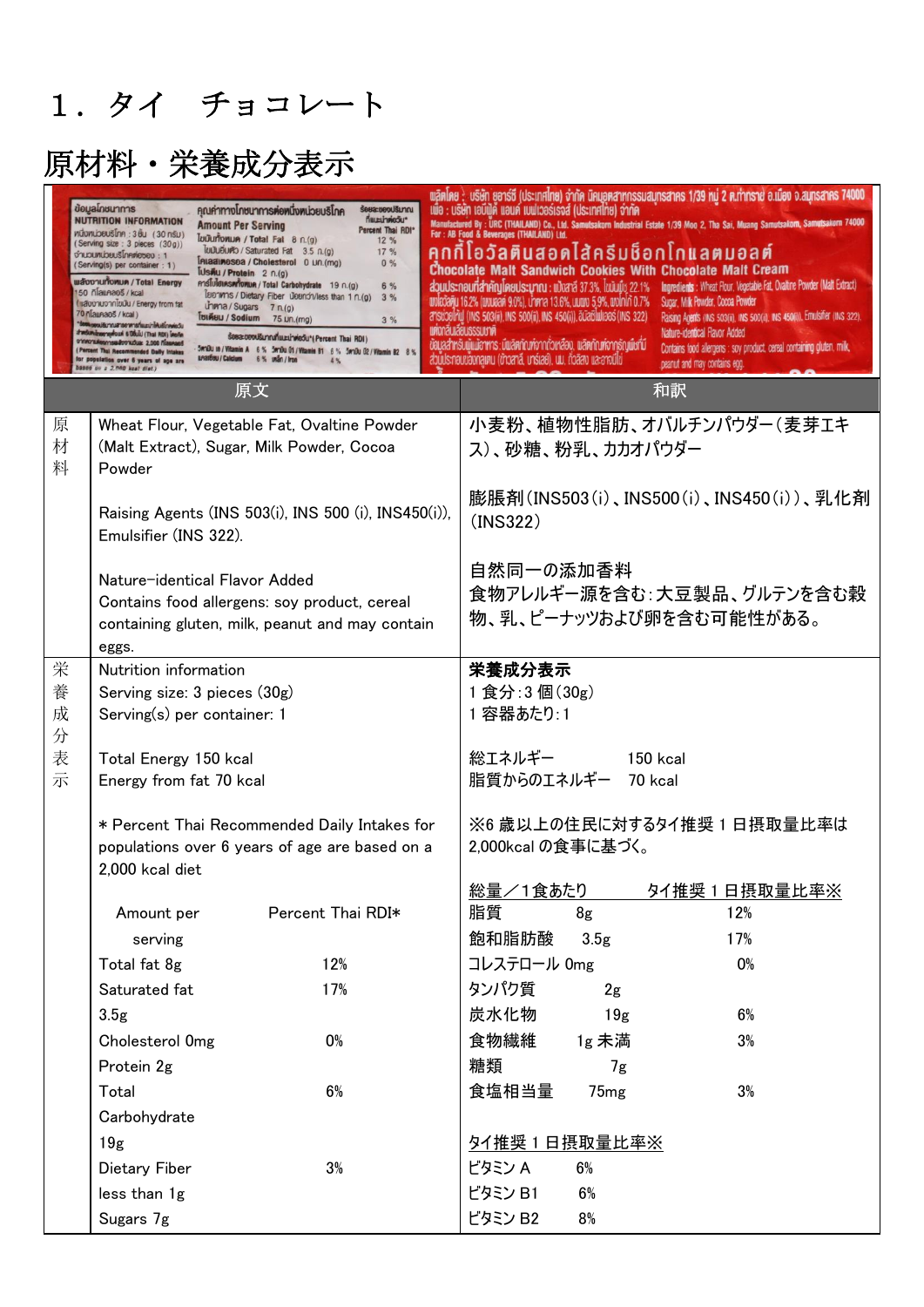# 1．タイ　チョコレート

## 原材料・栄養成分表示

| | 原文 | 和訳 |
|---|---|---|
| 原材料 | Wheat Flour, Vegetable Fat, Ovaltine Powder (Malt Extract), Sugar, Milk Powder, Cocoa Powder<br><br>Raising Agents (INS 503(i), INS 500 (i), INS450(i)), Emulsifier (INS 322).<br><br>Nature-identical Flavor Added<br>Contains food allergens: soy product, cereal containing gluten, milk, peanut and may contain eggs. | 小麦粉、植物性脂肪、オバルチンパウダー（麦芽エキス）、砂糖、粉乳、カカオパウダー<br><br>膨張剤（INS503（i）、INS500（i）、INS450（i））、乳化剤（INS322）<br><br>自然同一の添加香料<br>食物アレルギー源を含む：大豆製品、グルテンを含む穀物、乳、ピーナッツおよび卵を含む可能性がある。 |
| 栄養成分表示 | Nutrition information<br>Serving size: 3 pieces (30g)<br>Serving(s) per container: 1<br><br>Total Energy 150 kcal<br>Energy from fat 70 kcal<br><br>* Percent Thai Recommended Daily Intakes for populations over 6 years of age are based on a 2,000 kcal diet<br><br>Amount per serving — Percent Thai RDI*<br>Total fat 8g — 12%<br>Saturated fat 3.5g — 17%<br>Cholesterol 0mg — 0%<br>Protein 2g<br>Total Carbohydrate 19g — 6%<br>Dietary Fiber less than 1g — 3%<br>Sugars 7g | **栄養成分表示**<br>1 食分：3 個（30g）<br>1 容器あたり：1<br><br>総エネルギー　150 kcal<br>脂質からのエネルギー　70 kcal<br><br>※6 歳以上の住民に対するタイ推奨 1 日摂取量比率は 2,000kcal の食事に基づく。<br><br><u>総量／1食あたり　タイ推奨 1 日摂取量比率※</u><br>脂質　8g　12%<br>飽和脂肪酸　3.5g　17%<br>コレステロール 0mg　0%<br>タンパク質　2g<br>炭水化物　19g　6%<br>食物繊維　1g 未満　3%<br>糖類　7g<br>食塩相当量　75mg　3%<br><br><u>タイ推奨 1 日摂取量比率※</u><br>ビタミン A　6%<br>ビタミン B1　6%<br>ビタミン B2　8% |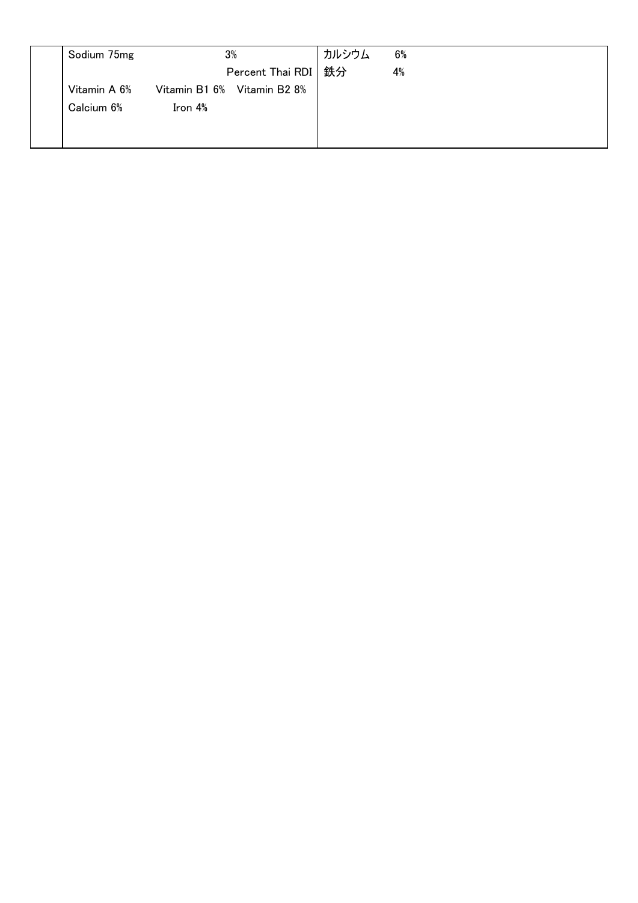| | | |
|---|---|---|
| | Sodium 75mg 3%<br>Percent Thai RDI<br>Vitamin A 6% Vitamin B1 6% Vitamin B2 8%<br>Calcium 6% Iron 4% | カルシウム 6%<br>鉄分 4% |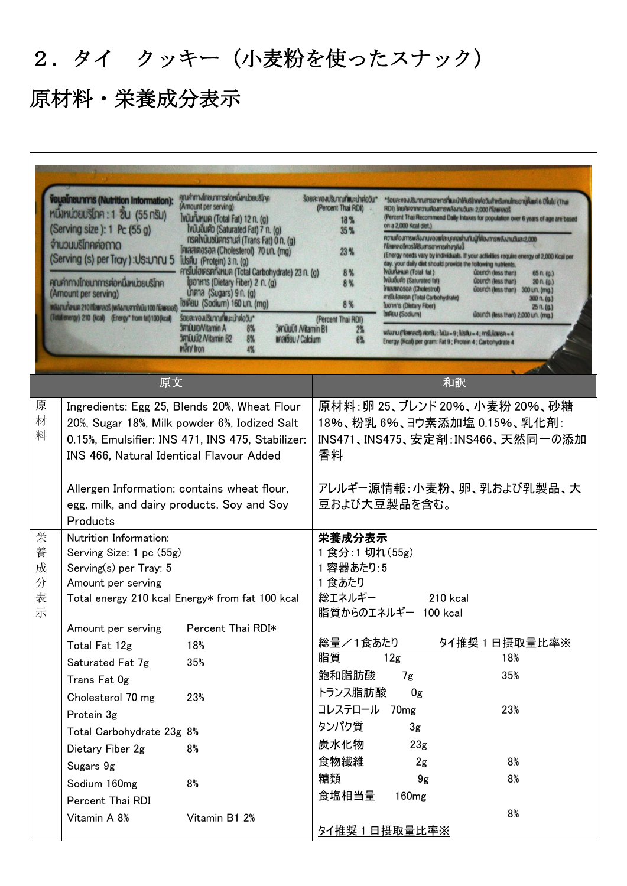# ２．タイ　クッキー（小麦粉を使ったスナック）

## 原材料・栄養成分表示

| | 原文 | 和訳 |
|---|---|---|
| 原材料 | Ingredients: Egg 25, Blends 20%, Wheat Flour 20%, Sugar 18%, Milk powder 6%, Iodized Salt 0.15%, Emulsifier: INS 471, INS 475, Stabilizer: INS 466, Natural Identical Flavour Added<br><br>Allergen Information: contains wheat flour, egg, milk, and dairy products, Soy and Soy Products | 原材料：卵 25、ブレンド 20%、小麦粉 20%、砂糖 18%、粉乳 6%、ヨウ素添加塩 0.15%、乳化剤：INS471、INS475、安定剤：INS466、天然同一の添加香料<br><br>アレルギー源情報：小麦粉、卵、乳および乳製品、大豆および大豆製品を含む。 |
| 栄養成分表示 | Nutrition Information:<br>Serving Size: 1 pc (55g)<br>Serving(s) per Tray: 5<br>Amount per serving<br>Total energy 210 kcal Energy* from fat 100 kcal<br><br>Amount per serving　Percent Thai RDI*<br>Total Fat 12g　18%<br>Saturated Fat 7g　35%<br>Trans Fat 0g<br>Cholesterol 70 mg　23%<br>Protein 3g<br>Total Carbohydrate 23g　8%<br>Dietary Fiber 2g　8%<br>Sugars 9g<br>Sodium 160mg　8%<br>Percent Thai RDI<br>Vitamin A 8%　Vitamin B1 2% | **栄養成分表示**<br>1 食分：1 切れ（55g）<br>1 容器あたり：5<br>1 食あたり<br>総エネルギー　210 kcal<br>脂質からのエネルギー　100 kcal<br><br>総量／1食あたり　タイ推奨 1 日摂取量比率※<br>脂質　12g　18%<br>飽和脂肪酸　7g　35%<br>トランス脂肪酸　0g<br>コレステロール　70mg　23%<br>タンパク質　3g<br>炭水化物　23g<br>食物繊維　2g　8%<br>糖類　9g　8%<br>食塩相当量　160mg<br>8%<br>タイ推奨 1 日摂取量比率※ |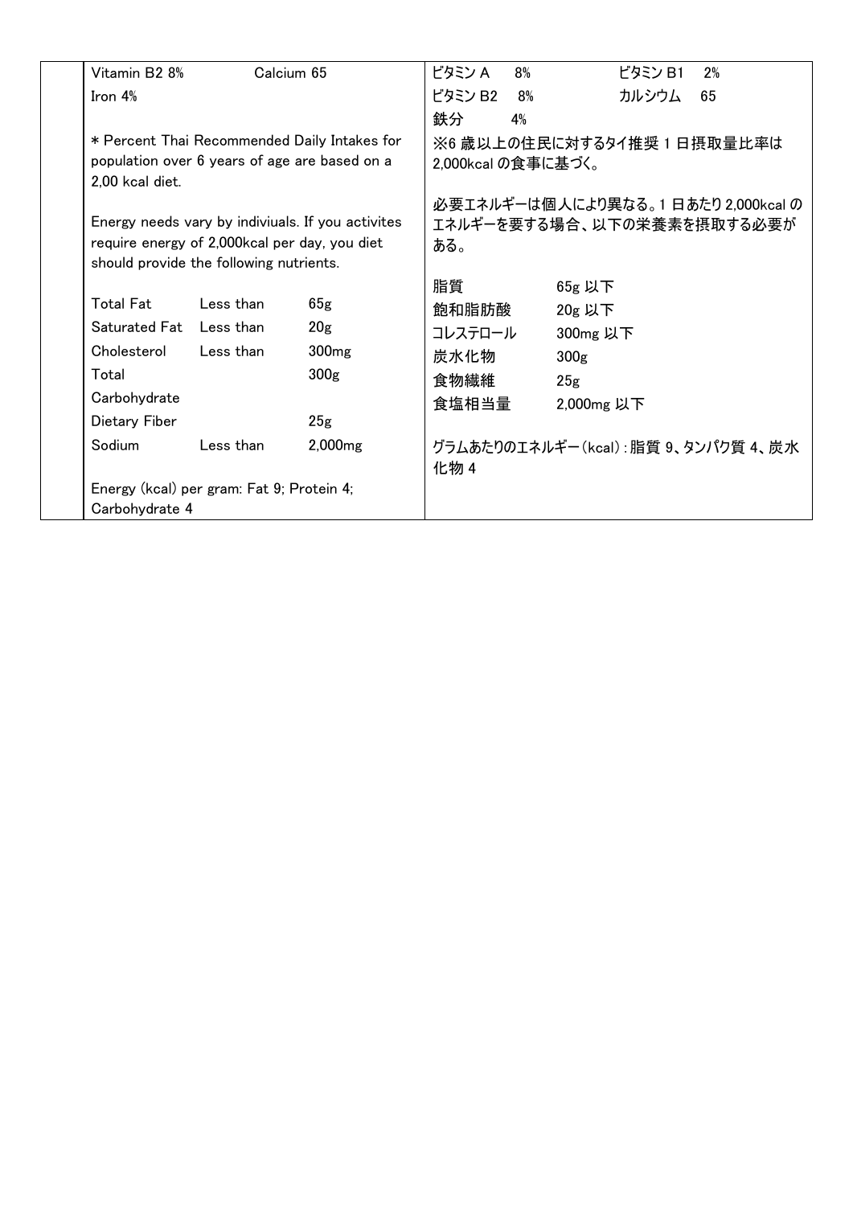| | English | Japanese |
| --- | --- | --- |
| | Vitamin B2 8% Calcium 65<br>Iron 4%<br><br>* Percent Thai Recommended Daily Intakes for population over 6 years of age are based on a 2,00 kcal diet.<br><br>Energy needs vary by indiviuals. If you activites require energy of 2,000kcal per day, you diet should provide the following nutrients.<br><br>Total Fat Less than 65g<br>Saturated Fat Less than 20g<br>Cholesterol Less than 300mg<br>Total Carbohydrate 300g<br>Dietary Fiber 25g<br>Sodium Less than 2,000mg<br><br>Energy (kcal) per gram: Fat 9; Protein 4; Carbohydrate 4 | ビタミンA 8% ビタミンB1 2%<br>ビタミンB2 8% カルシウム 65<br>鉄分 4%<br>※6 歳以上の住民に対するタイ推奨 1 日摂取量比率は 2,000kcal の食事に基づく。<br><br>必要エネルギーは個人により異なる。1 日あたり 2,000kcal のエネルギーを要する場合、以下の栄養素を摂取する必要がある。<br><br>脂質 65g 以下<br>飽和脂肪酸 20g 以下<br>コレステロール 300mg 以下<br>炭水化物 300g<br>食物繊維 25g<br>食塩相当量 2,000mg 以下<br><br>グラムあたりのエネルギー(kcal):脂質 9、タンパク質 4、炭水化物 4 |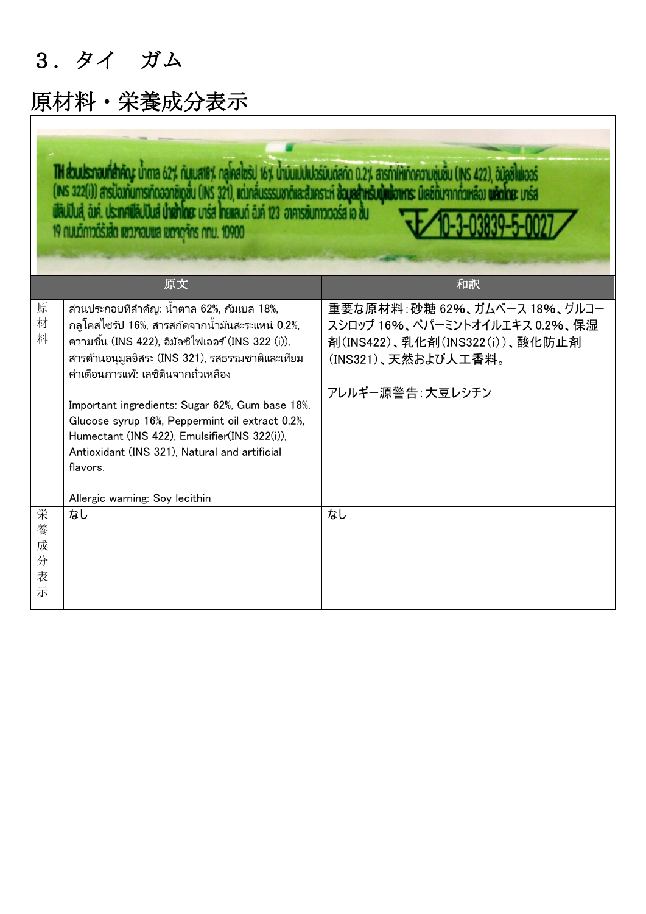# ３．タイ　ガム

## 原材料・栄養成分表示

| | 原文 | 和訳 |
|---|---|---|
| 原材料 | ส่วนประกอบที่สำคัญ: น้ำตาล 62%, กัมเบส 18%, กลูโคสไซรัป 16%, สารสกัดจากน้ำมันสะระแหน่ 0.2%, ความชื้น (INS 422), อิมัลซิไฟเออร์ (INS 322 (i)), สารต้านอนุมูลอิสระ (INS 321), รสธรรมชาติและเทียม คำเตือนการแพ้: เลซิตินจากถั่วเหลือง<br><br>Important ingredients: Sugar 62%, Gum base 18%, Glucose syrup 16%, Peppermint oil extract 0.2%, Humectant (INS 422), Emulsifier(INS 322(i)), Antioxidant (INS 321), Natural and artificial flavors.<br><br>Allergic warning: Soy lecithin | 重要な原材料：砂糖 62%、ガムベース 18%、グルコースシロップ 16%、ペパーミントオイルエキス 0.2%、保湿剤（INS422）、乳化剤（INS322（i））、酸化防止剤（INS321）、天然および人工香料。<br><br>アレルギー源警告：大豆レシチン |
| 栄養成分表示 | なし | なし |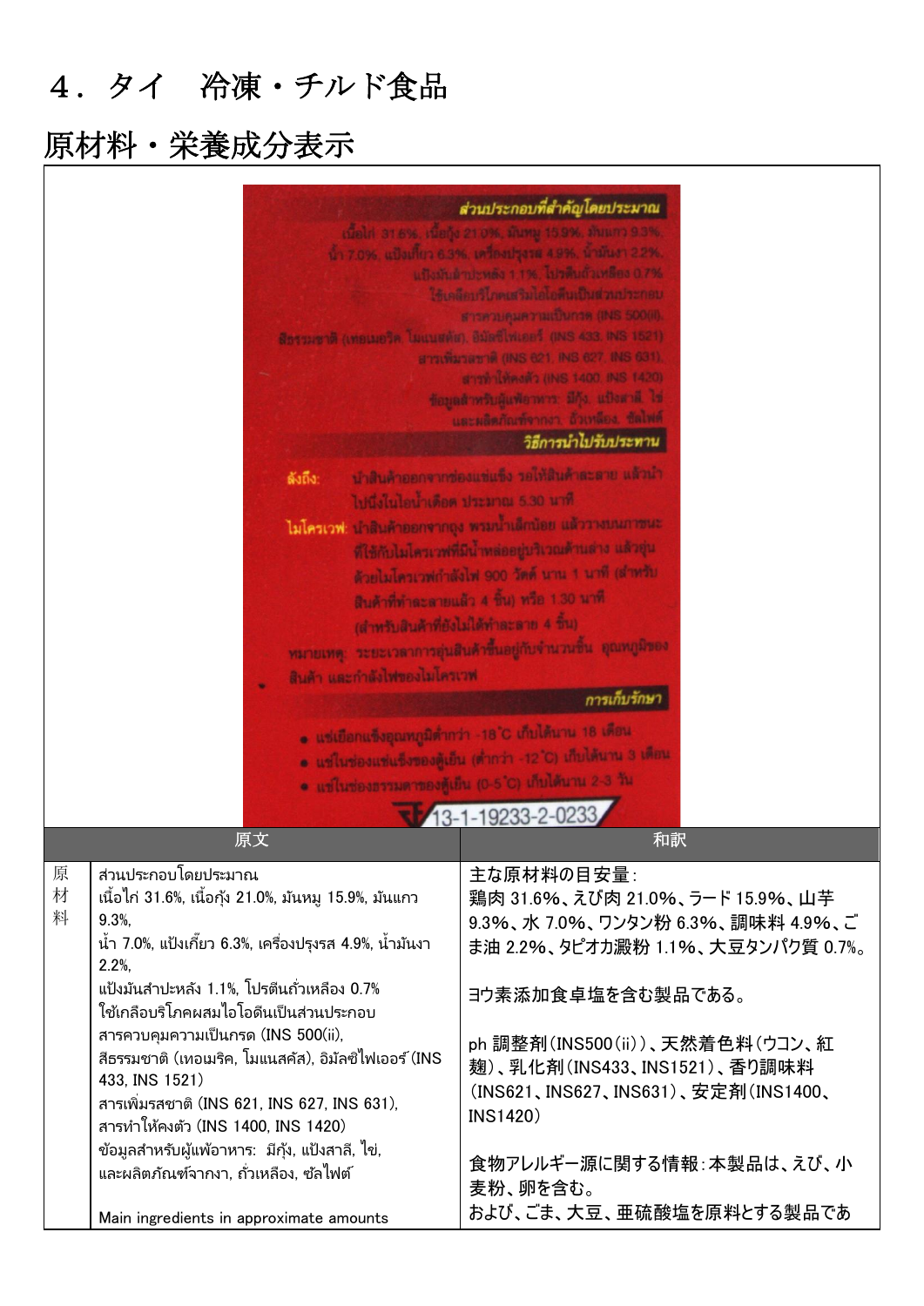# ４．タイ　冷凍・チルド食品

## 原材料・栄養成分表示

| | 原文 | 和訳 |
|---|---|---|
| 原材料 | ส่วนประกอบโดยประมาณ<br>เนื้อไก่ 31.6%, เนื้อกุ้ง 21.0%, มันหมู 15.9%, มันแกว 9.3%,<br>น้ำ 7.0%, แป้งเกี๊ยว 6.3%, เครื่องปรุงรส 4.9%, น้ำมันงา 2.2%,<br>แป้งมันสำปะหลัง 1.1%, โปรตีนถั่วเหลือง 0.7%<br>ใช้เกลือบริโภคผสมไอโอดีนเป็นส่วนประกอบ<br>สารควบคุมความเป็นกรด (INS 500(ii),<br>สีธรรมชาติ (เทอเมริค, โมแนสคัส), อิมัลซิไฟเออร์ (INS 433, INS 1521)<br>สารเพิ่มรสชาติ (INS 621, INS 627, INS 631),<br>สารทำให้คงตัว (INS 1400, INS 1420)<br>ข้อมูลสำหรับผู้แพ้อาหาร: มีกุ้ง, แป้งสาลี, ไข่,<br>และผลิตภัณฑ์จากงา, ถั่วเหลือง, ซัลไฟต์<br><br>Main ingredients in approximate amounts | 主な原材料の目安量：<br>鶏肉 31.6%、えび肉 21.0%、ラード 15.9%、山芋 9.3%、水 7.0%、ワンタン粉 6.3%、調味料 4.9%、ごま油 2.2%、タピオカ澱粉 1.1%、大豆タンパク質 0.7%。<br><br>ヨウ素添加食卓塩を含む製品である。<br><br>ph 調整剤（INS500（ii））、天然着色料（ウコン、紅麹）、乳化剤（INS433、INS1521）、香り調味料（INS621、INS627、INS631）、安定剤（INS1400、INS1420）<br><br>食物アレルギー源に関する情報：本製品は、えび、小麦粉、卵を含む。<br>および、ごま、大豆、亜硫酸塩を原料とする製品であ |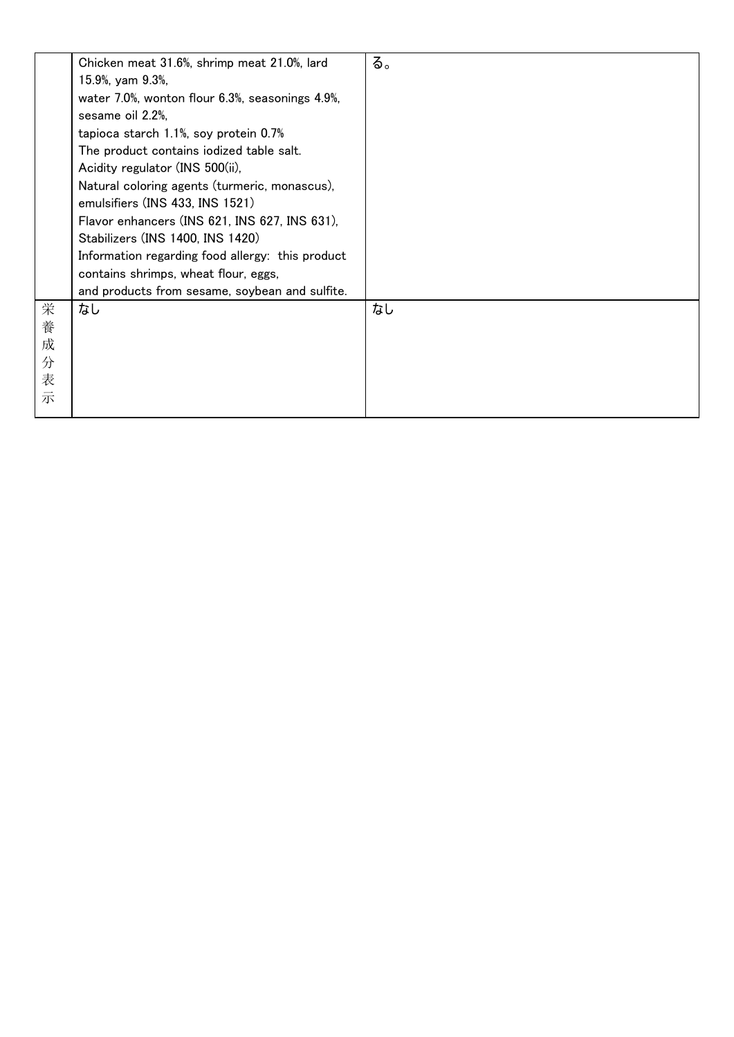| | | |
|---|---|---|
| | Chicken meat 31.6%, shrimp meat 21.0%, lard 15.9%, yam 9.3%,<br>water 7.0%, wonton flour 6.3%, seasonings 4.9%, sesame oil 2.2%,<br>tapioca starch 1.1%, soy protein 0.7%<br>The product contains iodized table salt.<br>Acidity regulator (INS 500(ii),<br>Natural coloring agents (turmeric, monascus), emulsifiers (INS 433, INS 1521)<br>Flavor enhancers (INS 621, INS 627, INS 631), Stabilizers (INS 1400, INS 1420)<br>Information regarding food allergy: this product contains shrimps, wheat flour, eggs,<br>and products from sesame, soybean and sulfite. | る。 |
| 栄養成分表示 | なし | なし |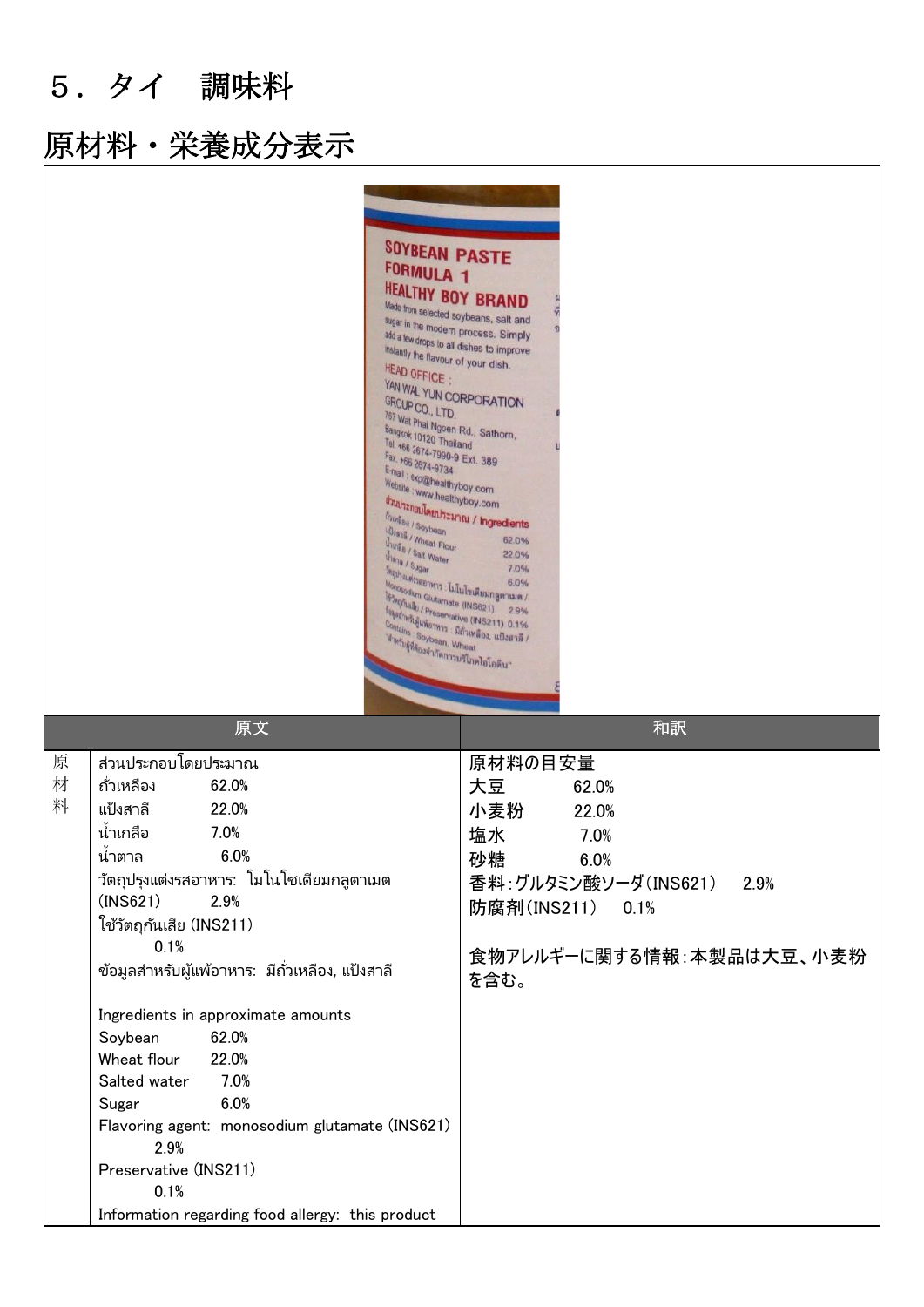# 5．タイ　調味料

## 原材料・栄養成分表示

| | 原文 | 和訳 |
|---|---|---|
| 原材料 | ส่วนประกอบโดยประมาณ<br>ถั่วเหลือง　62.0%<br>แป้งสาลี　22.0%<br>น้ำเกลือ　7.0%<br>น้ำตาล　6.0%<br>วัตถุปรุงแต่งรสอาหาร: โมโนโซเดียมกลูตาเมต (INS621)　2.9%<br>ใช้วัตถุกันเสีย (INS211)<br>0.1%<br>ข้อมูลสำหรับผู้แพ้อาหาร: มีถั่วเหลือง, แป้งสาลี<br><br>Ingredients in approximate amounts<br>Soybean　62.0%<br>Wheat flour　22.0%<br>Salted water　7.0%<br>Sugar　6.0%<br>Flavoring agent: monosodium glutamate (INS621)<br>2.9%<br>Preservative (INS211)<br>0.1%<br>Information regarding food allergy: this product | 原材料の目安量<br>大豆　62.0%<br>小麦粉　22.0%<br>塩水　7.0%<br>砂糖　6.0%<br>香料：グルタミン酸ソーダ(INS621)　2.9%<br>防腐剤(INS211)　0.1%<br><br>食物アレルギーに関する情報：本製品は大豆、小麦粉を含む。 |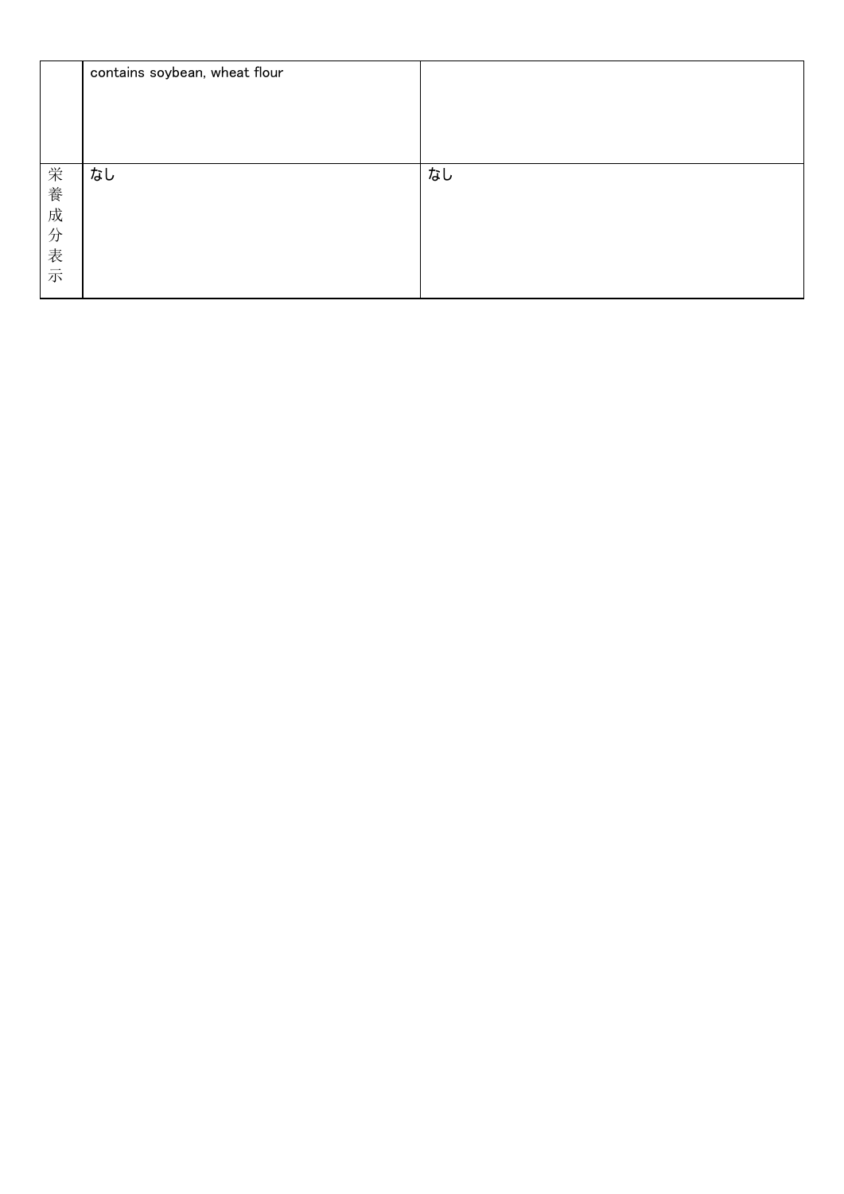| | | |
|---|---|---|
| | contains soybean, wheat flour | |
| 栄養成分表示 | なし | なし |